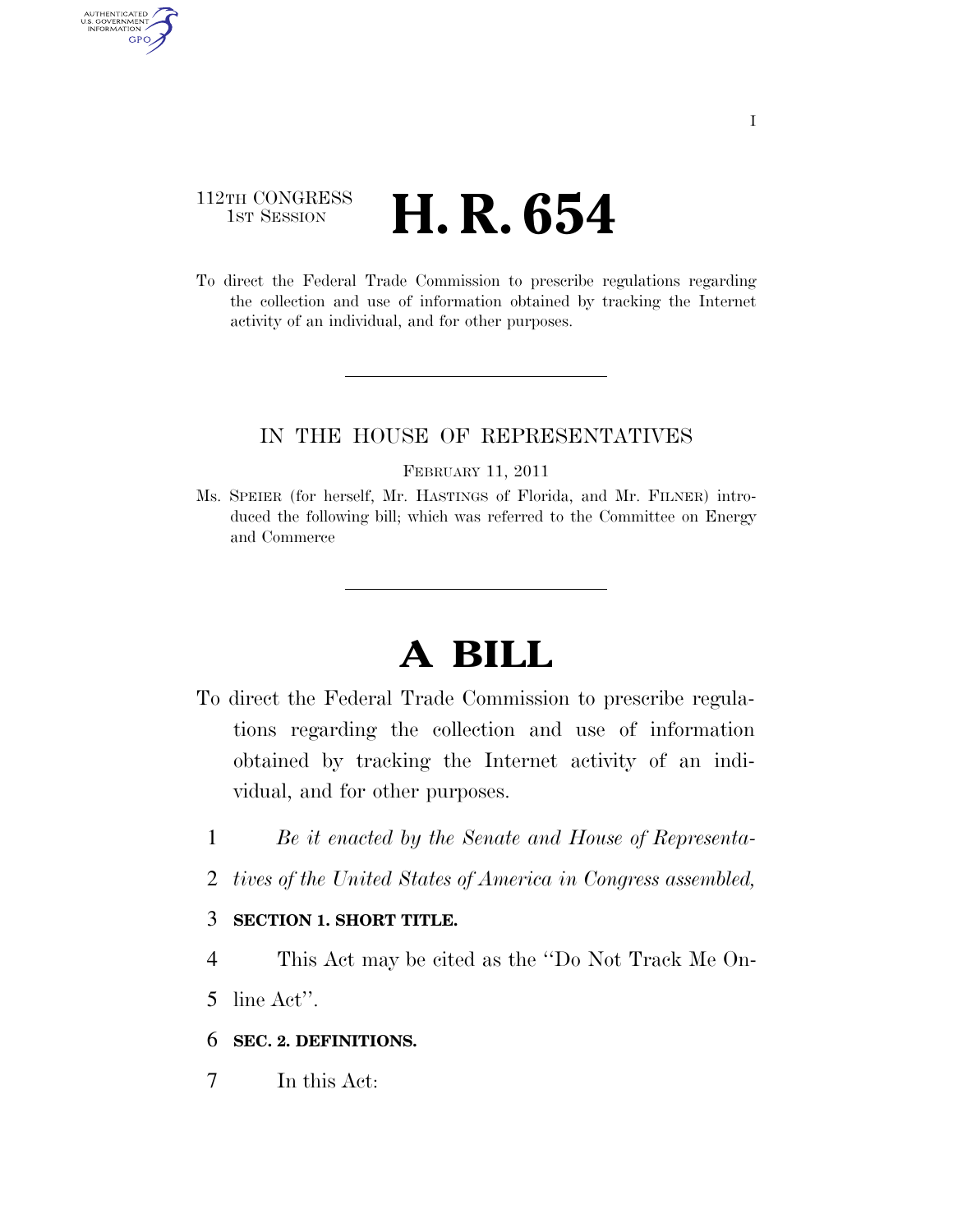112TH CONGRESS
1ST SESSION

# H. R. 654

To direct the Federal Trade Commission to prescribe regulations regarding the collection and use of information obtained by tracking the Internet activity of an individual, and for other purposes.

IN THE HOUSE OF REPRESENTATIVES

FEBRUARY 11, 2011

Ms. SPEIER (for herself, Mr. HASTINGS of Florida, and Mr. FILNER) introduced the following bill; which was referred to the Committee on Energy and Commerce

# A BILL

To direct the Federal Trade Commission to prescribe regulations regarding the collection and use of information obtained by tracking the Internet activity of an individual, and for other purposes.

*Be it enacted by the Senate and House of Representatives of the United States of America in Congress assembled,*

**SECTION 1. SHORT TITLE.**

This Act may be cited as the "Do Not Track Me Online Act".

**SEC. 2. DEFINITIONS.**

In this Act: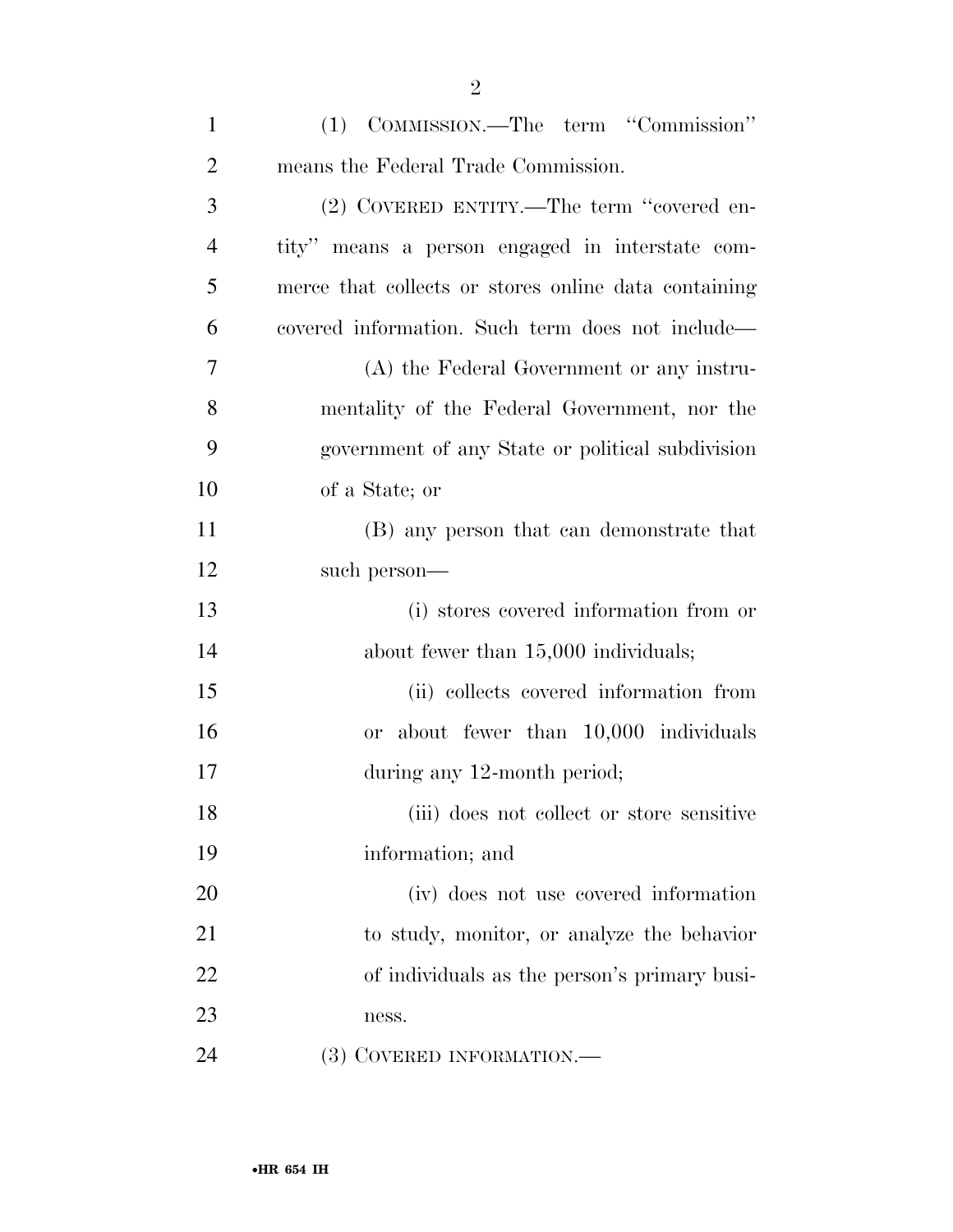(1) COMMISSION.—The term ''Commission'' means the Federal Trade Commission.

(2) COVERED ENTITY.—The term ''covered entity'' means a person engaged in interstate commerce that collects or stores online data containing covered information. Such term does not include—

(A) the Federal Government or any instrumentality of the Federal Government, nor the government of any State or political subdivision of a State; or

(B) any person that can demonstrate that such person—

(i) stores covered information from or about fewer than 15,000 individuals;

(ii) collects covered information from or about fewer than 10,000 individuals during any 12-month period;

(iii) does not collect or store sensitive information; and

(iv) does not use covered information to study, monitor, or analyze the behavior of individuals as the person's primary business.

(3) COVERED INFORMATION.—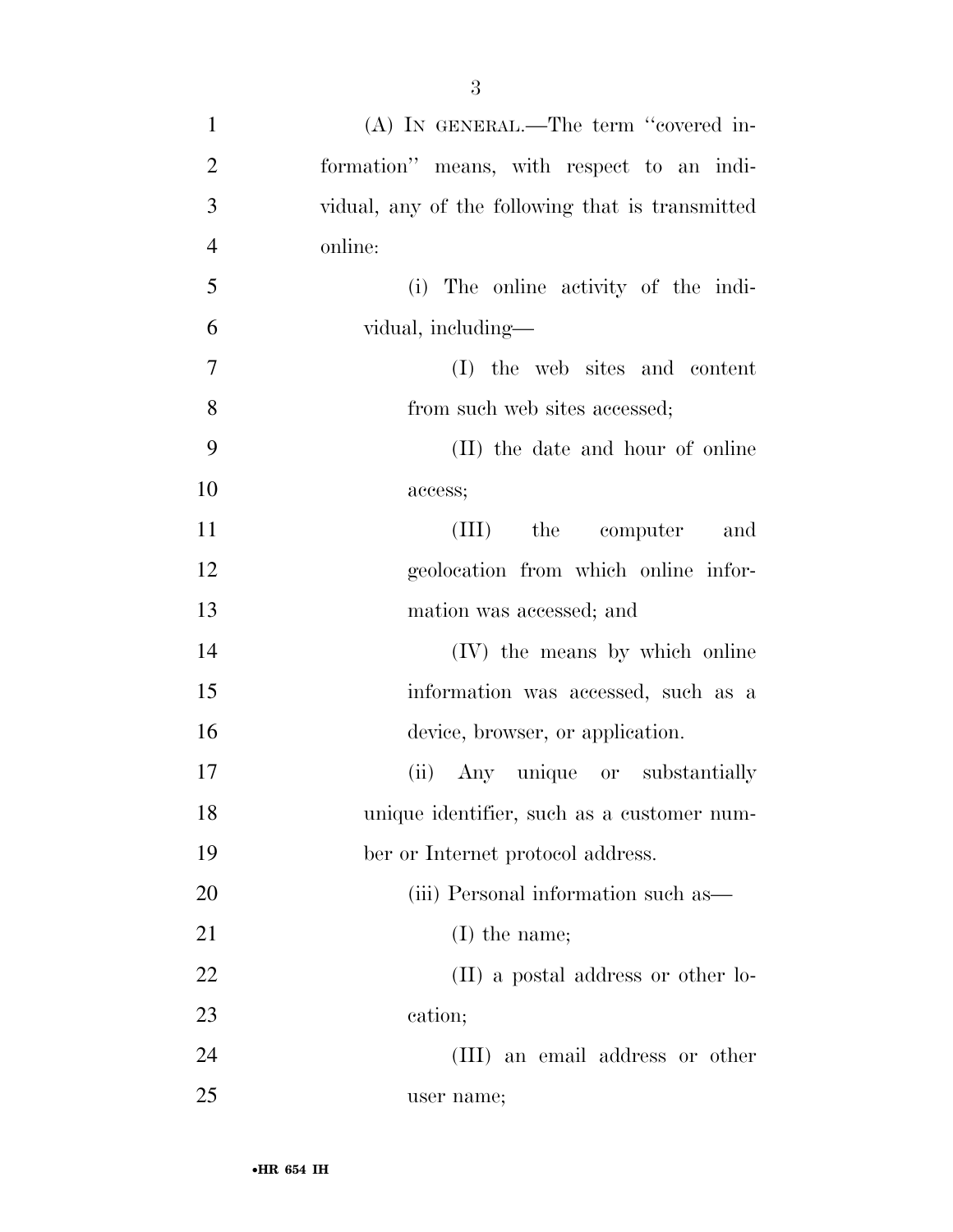(A) IN GENERAL.—The term "covered information" means, with respect to an individual, any of the following that is transmitted online:

(i) The online activity of the individual, including—

(I) the web sites and content from such web sites accessed;

(II) the date and hour of online access;

(III) the computer and geolocation from which online information was accessed; and

(IV) the means by which online information was accessed, such as a device, browser, or application.

(ii) Any unique or substantially unique identifier, such as a customer number or Internet protocol address.

(iii) Personal information such as—

(I) the name;

(II) a postal address or other location;

(III) an email address or other user name;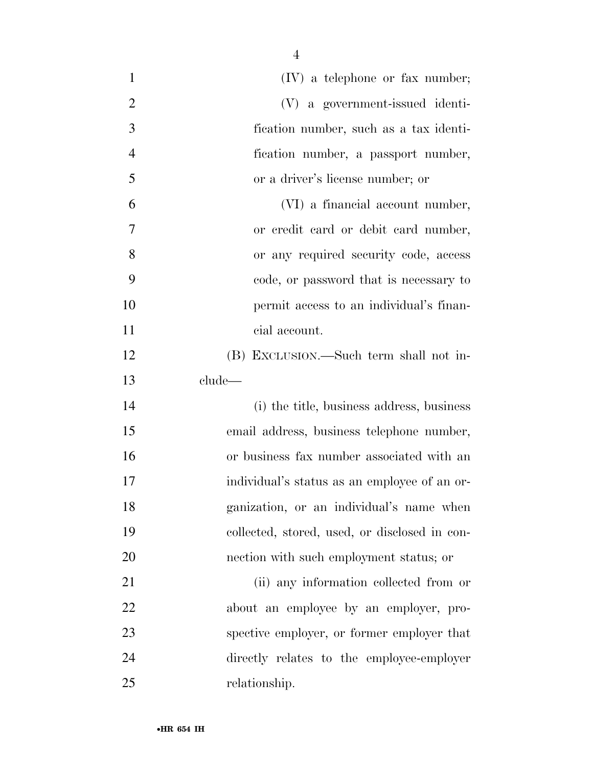(IV) a telephone or fax number;

(V) a government-issued identification number, such as a tax identification number, a passport number, or a driver's license number; or

(VI) a financial account number, or credit card or debit card number, or any required security code, access code, or password that is necessary to permit access to an individual's financial account.

(B) EXCLUSION.—Such term shall not include—

(i) the title, business address, business email address, business telephone number, or business fax number associated with an individual's status as an employee of an organization, or an individual's name when collected, stored, used, or disclosed in connection with such employment status; or

(ii) any information collected from or about an employee by an employer, prospective employer, or former employer that directly relates to the employee-employer relationship.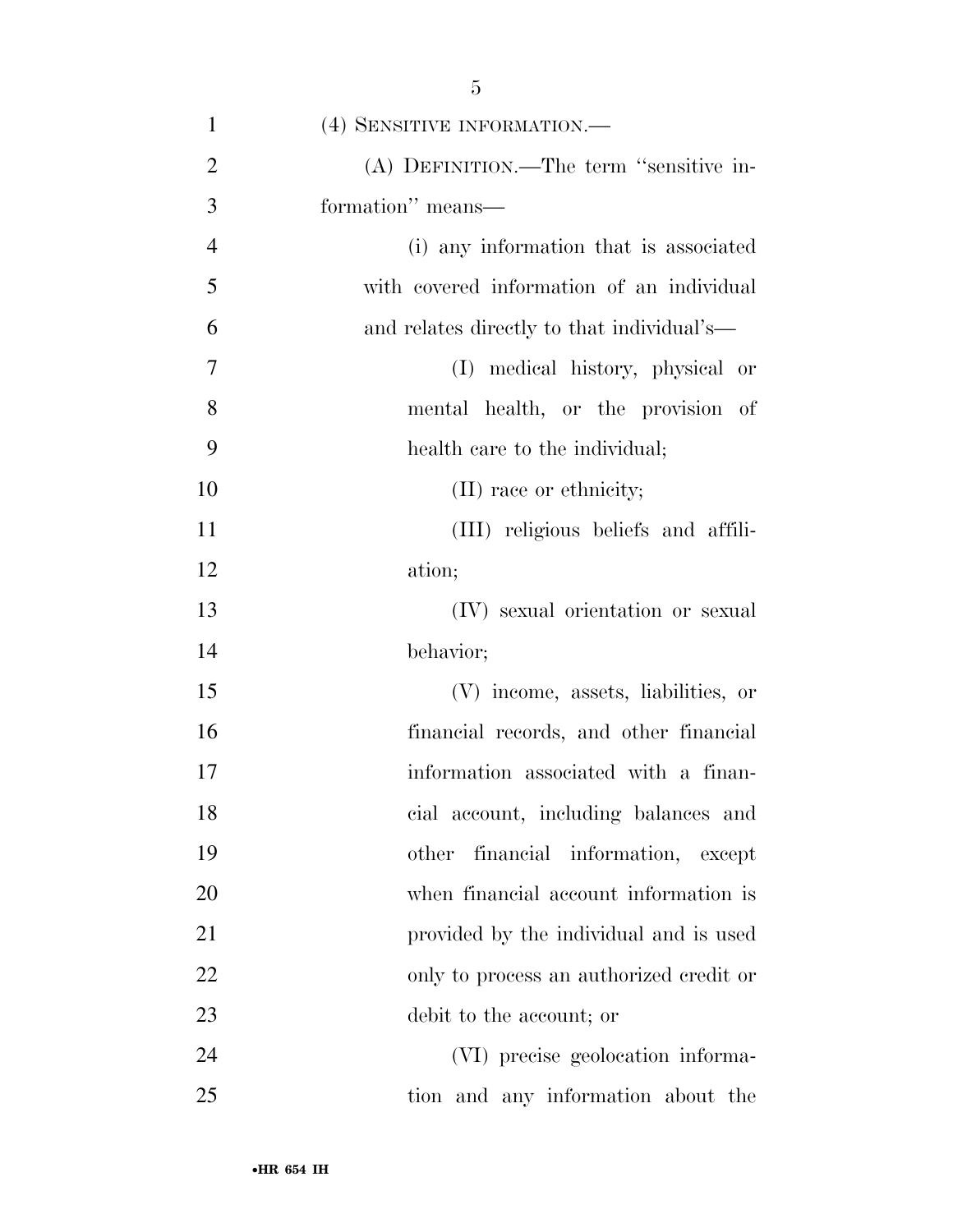(4) SENSITIVE INFORMATION.—

(A) DEFINITION.—The term ''sensitive information'' means—

(i) any information that is associated with covered information of an individual and relates directly to that individual's—

(I) medical history, physical or mental health, or the provision of health care to the individual;

(II) race or ethnicity;

(III) religious beliefs and affiliation;

(IV) sexual orientation or sexual behavior;

(V) income, assets, liabilities, or financial records, and other financial information associated with a financial account, including balances and other financial information, except when financial account information is provided by the individual and is used only to process an authorized credit or debit to the account; or

(VI) precise geolocation information and any information about the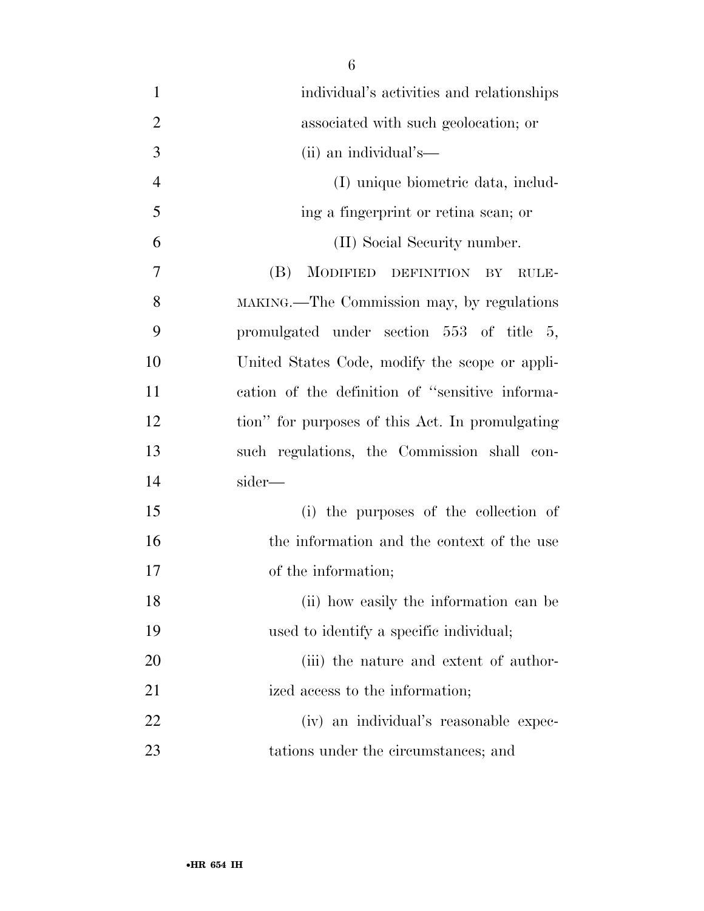individual's activities and relationships associated with such geolocation; or

(ii) an individual's—

(I) unique biometric data, including a fingerprint or retina scan; or

(II) Social Security number.

(B) MODIFIED DEFINITION BY RULEMAKING.—The Commission may, by regulations promulgated under section 553 of title 5, United States Code, modify the scope or application of the definition of "sensitive information" for purposes of this Act. In promulgating such regulations, the Commission shall consider—

(i) the purposes of the collection of the information and the context of the use of the information;

(ii) how easily the information can be used to identify a specific individual;

(iii) the nature and extent of authorized access to the information;

(iv) an individual's reasonable expectations under the circumstances; and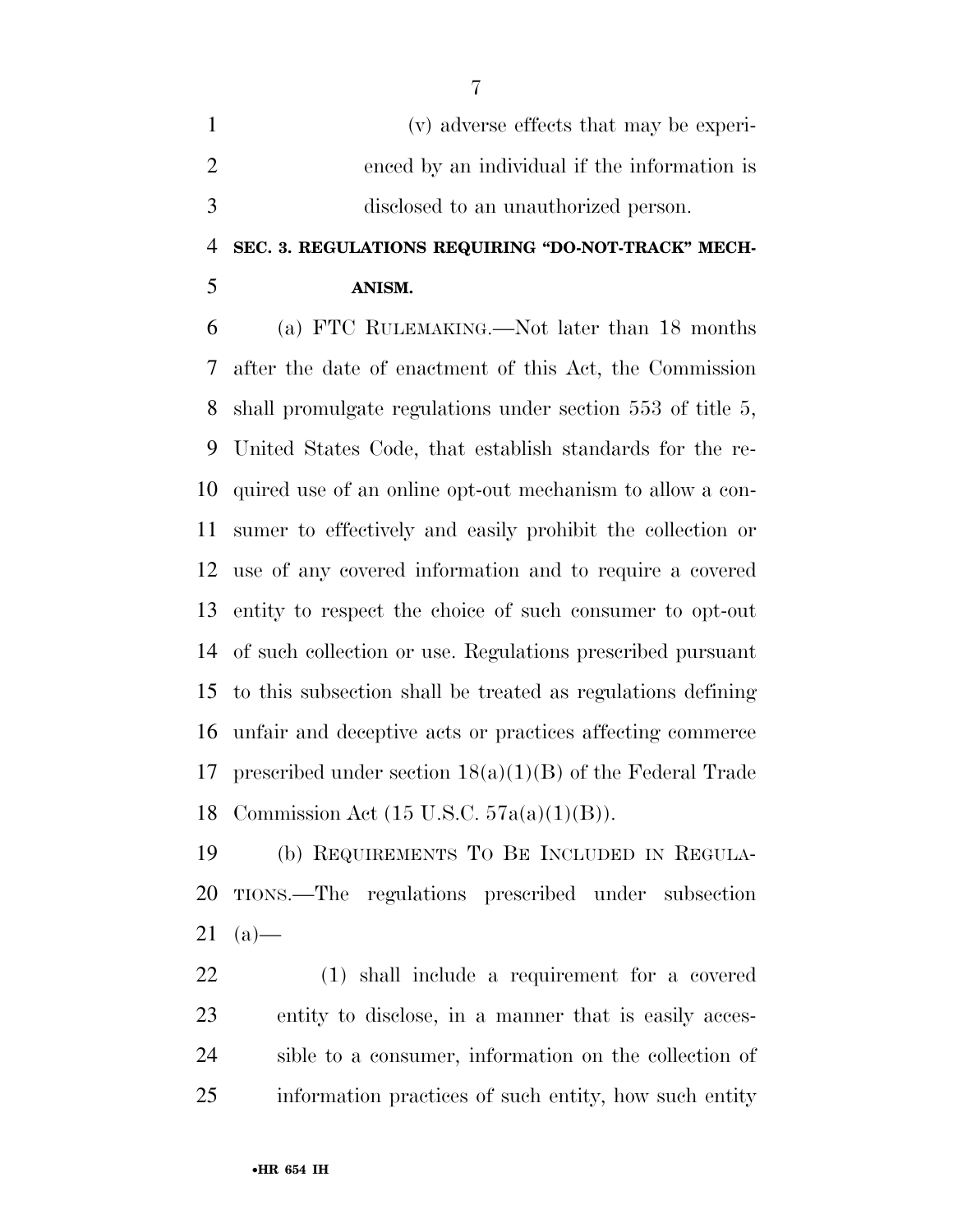(v) adverse effects that may be experienced by an individual if the information is disclosed to an unauthorized person.

**SEC. 3. REGULATIONS REQUIRING "DO-NOT-TRACK" MECHANISM.**

(a) FTC RULEMAKING.—Not later than 18 months after the date of enactment of this Act, the Commission shall promulgate regulations under section 553 of title 5, United States Code, that establish standards for the required use of an online opt-out mechanism to allow a consumer to effectively and easily prohibit the collection or use of any covered information and to require a covered entity to respect the choice of such consumer to opt-out of such collection or use. Regulations prescribed pursuant to this subsection shall be treated as regulations defining unfair and deceptive acts or practices affecting commerce prescribed under section 18(a)(1)(B) of the Federal Trade Commission Act (15 U.S.C. 57a(a)(1)(B)).

(b) REQUIREMENTS TO BE INCLUDED IN REGULATIONS.—The regulations prescribed under subsection (a)—

(1) shall include a requirement for a covered entity to disclose, in a manner that is easily accessible to a consumer, information on the collection of information practices of such entity, how such entity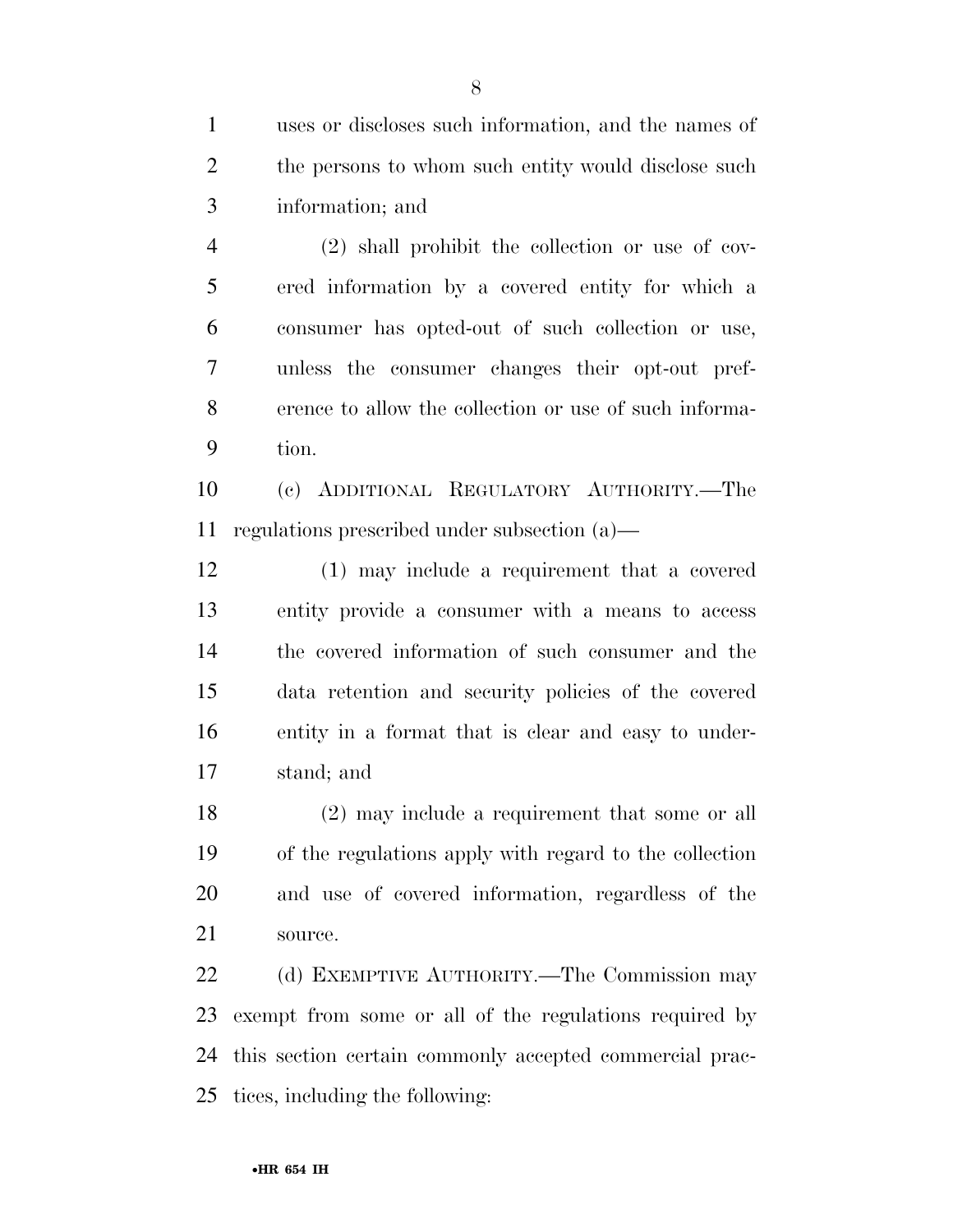uses or discloses such information, and the names of the persons to whom such entity would disclose such information; and

(2) shall prohibit the collection or use of covered information by a covered entity for which a consumer has opted-out of such collection or use, unless the consumer changes their opt-out preference to allow the collection or use of such information.

(c) ADDITIONAL REGULATORY AUTHORITY.—The regulations prescribed under subsection (a)—

(1) may include a requirement that a covered entity provide a consumer with a means to access the covered information of such consumer and the data retention and security policies of the covered entity in a format that is clear and easy to understand; and

(2) may include a requirement that some or all of the regulations apply with regard to the collection and use of covered information, regardless of the source.

(d) EXEMPTIVE AUTHORITY.—The Commission may exempt from some or all of the regulations required by this section certain commonly accepted commercial practices, including the following: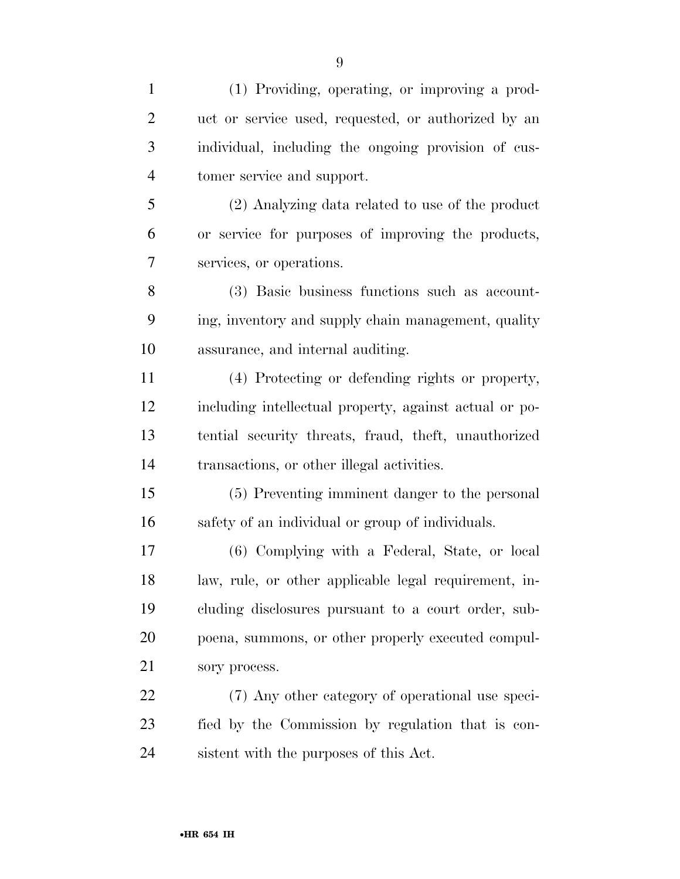(1) Providing, operating, or improving a product or service used, requested, or authorized by an individual, including the ongoing provision of customer service and support.

(2) Analyzing data related to use of the product or service for purposes of improving the products, services, or operations.

(3) Basic business functions such as accounting, inventory and supply chain management, quality assurance, and internal auditing.

(4) Protecting or defending rights or property, including intellectual property, against actual or potential security threats, fraud, theft, unauthorized transactions, or other illegal activities.

(5) Preventing imminent danger to the personal safety of an individual or group of individuals.

(6) Complying with a Federal, State, or local law, rule, or other applicable legal requirement, including disclosures pursuant to a court order, subpoena, summons, or other properly executed compulsory process.

(7) Any other category of operational use specified by the Commission by regulation that is consistent with the purposes of this Act.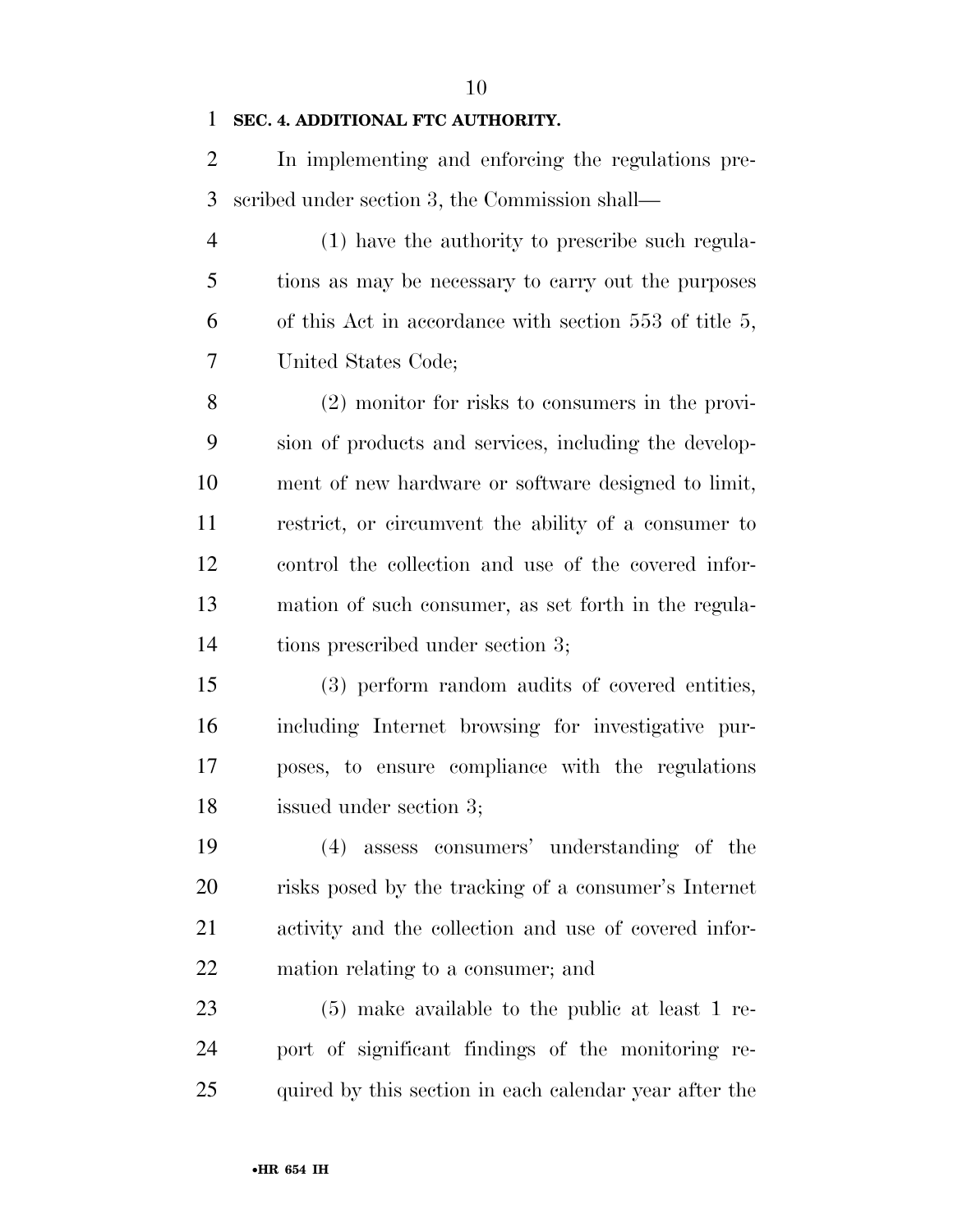**SEC. 4. ADDITIONAL FTC AUTHORITY.**

In implementing and enforcing the regulations prescribed under section 3, the Commission shall—

(1) have the authority to prescribe such regulations as may be necessary to carry out the purposes of this Act in accordance with section 553 of title 5, United States Code;

(2) monitor for risks to consumers in the provision of products and services, including the development of new hardware or software designed to limit, restrict, or circumvent the ability of a consumer to control the collection and use of the covered information of such consumer, as set forth in the regulations prescribed under section 3;

(3) perform random audits of covered entities, including Internet browsing for investigative purposes, to ensure compliance with the regulations issued under section 3;

(4) assess consumers' understanding of the risks posed by the tracking of a consumer's Internet activity and the collection and use of covered information relating to a consumer; and

(5) make available to the public at least 1 report of significant findings of the monitoring required by this section in each calendar year after the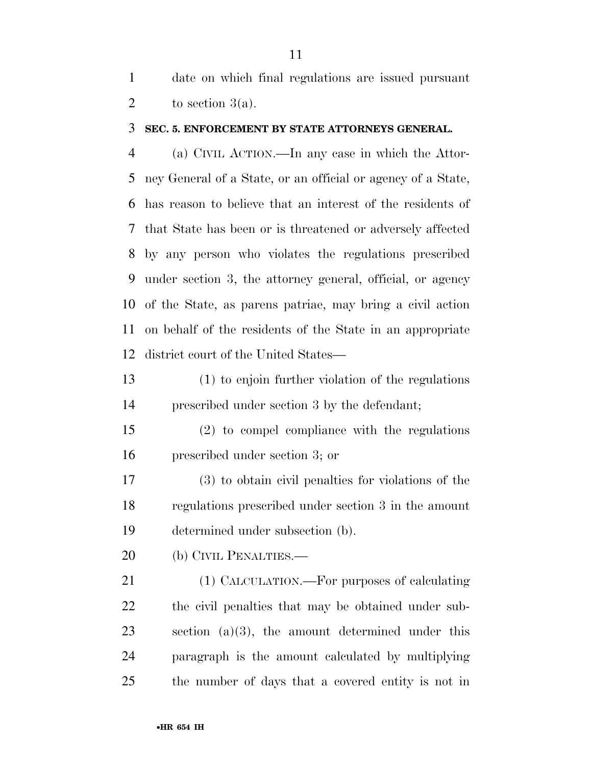date on which final regulations are issued pursuant to section 3(a).

### SEC. 5. ENFORCEMENT BY STATE ATTORNEYS GENERAL.

(a) CIVIL ACTION.—In any case in which the Attorney General of a State, or an official or agency of a State, has reason to believe that an interest of the residents of that State has been or is threatened or adversely affected by any person who violates the regulations prescribed under section 3, the attorney general, official, or agency of the State, as parens patriae, may bring a civil action on behalf of the residents of the State in an appropriate district court of the United States—

(1) to enjoin further violation of the regulations prescribed under section 3 by the defendant;

(2) to compel compliance with the regulations prescribed under section 3; or

(3) to obtain civil penalties for violations of the regulations prescribed under section 3 in the amount determined under subsection (b).

(b) CIVIL PENALTIES.—

(1) CALCULATION.—For purposes of calculating the civil penalties that may be obtained under subsection (a)(3), the amount determined under this paragraph is the amount calculated by multiplying the number of days that a covered entity is not in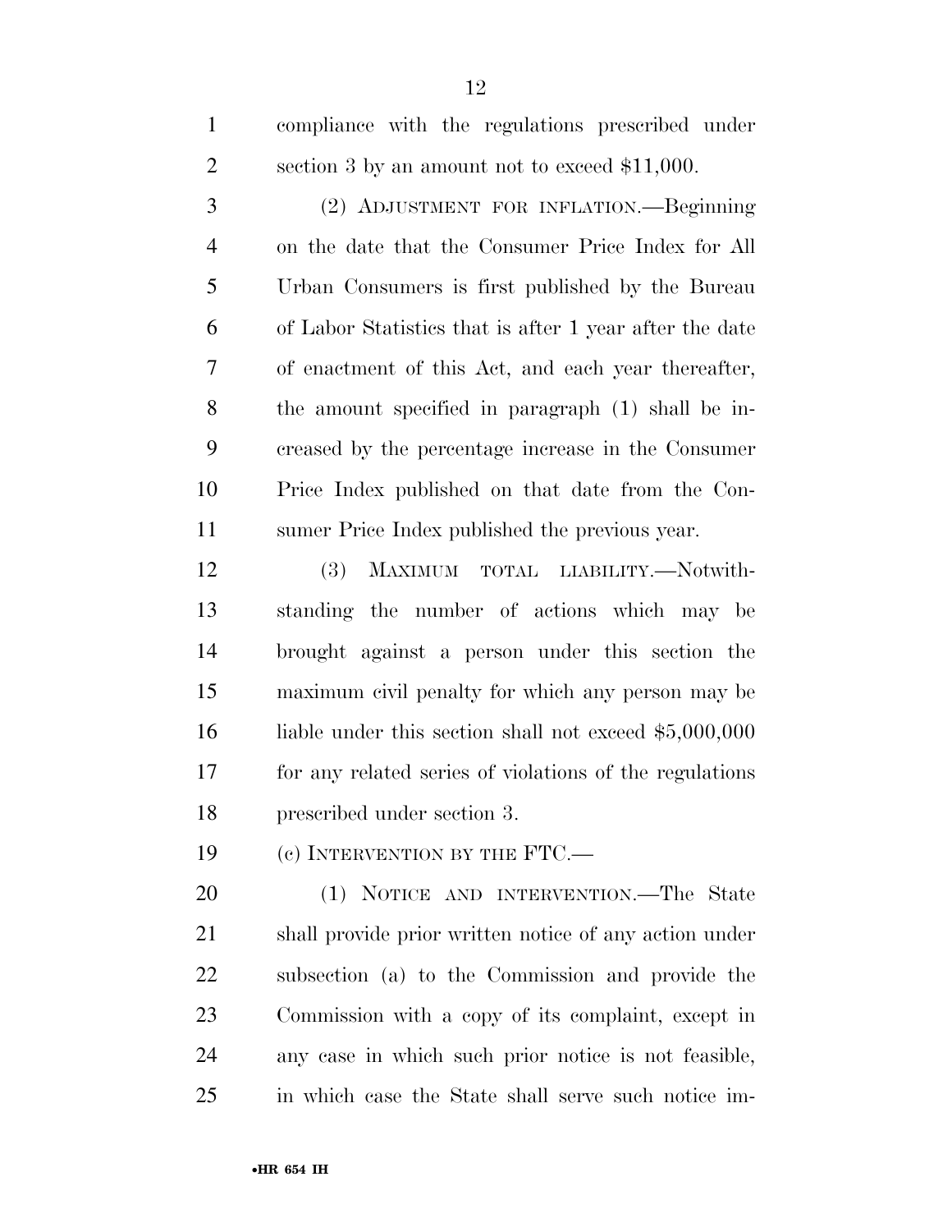compliance with the regulations prescribed under section 3 by an amount not to exceed $11,000.

(2) ADJUSTMENT FOR INFLATION.—Beginning on the date that the Consumer Price Index for All Urban Consumers is first published by the Bureau of Labor Statistics that is after 1 year after the date of enactment of this Act, and each year thereafter, the amount specified in paragraph (1) shall be increased by the percentage increase in the Consumer Price Index published on that date from the Consumer Price Index published the previous year.

(3) MAXIMUM TOTAL LIABILITY.—Notwithstanding the number of actions which may be brought against a person under this section the maximum civil penalty for which any person may be liable under this section shall not exceed $5,000,000 for any related series of violations of the regulations prescribed under section 3.

(c) INTERVENTION BY THE FTC.—

(1) NOTICE AND INTERVENTION.—The State shall provide prior written notice of any action under subsection (a) to the Commission and provide the Commission with a copy of its complaint, except in any case in which such prior notice is not feasible, in which case the State shall serve such notice im-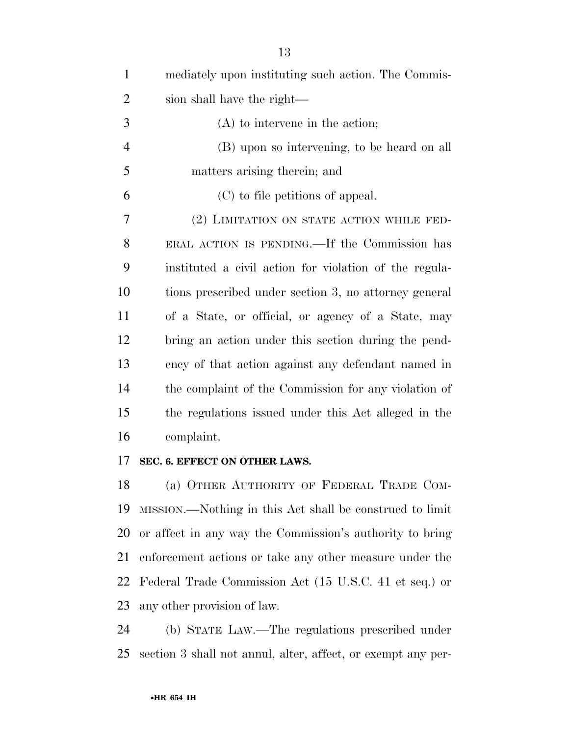mediately upon instituting such action. The Commission shall have the right—

(A) to intervene in the action;

(B) upon so intervening, to be heard on all matters arising therein; and

(C) to file petitions of appeal.

(2) LIMITATION ON STATE ACTION WHILE FEDERAL ACTION IS PENDING.—If the Commission has instituted a civil action for violation of the regulations prescribed under section 3, no attorney general of a State, or official, or agency of a State, may bring an action under this section during the pendency of that action against any defendant named in the complaint of the Commission for any violation of the regulations issued under this Act alleged in the complaint.

**SEC. 6. EFFECT ON OTHER LAWS.**

(a) OTHER AUTHORITY OF FEDERAL TRADE COMMISSION.—Nothing in this Act shall be construed to limit or affect in any way the Commission's authority to bring enforcement actions or take any other measure under the Federal Trade Commission Act (15 U.S.C. 41 et seq.) or any other provision of law.

(b) STATE LAW.—The regulations prescribed under section 3 shall not annul, alter, affect, or exempt any per-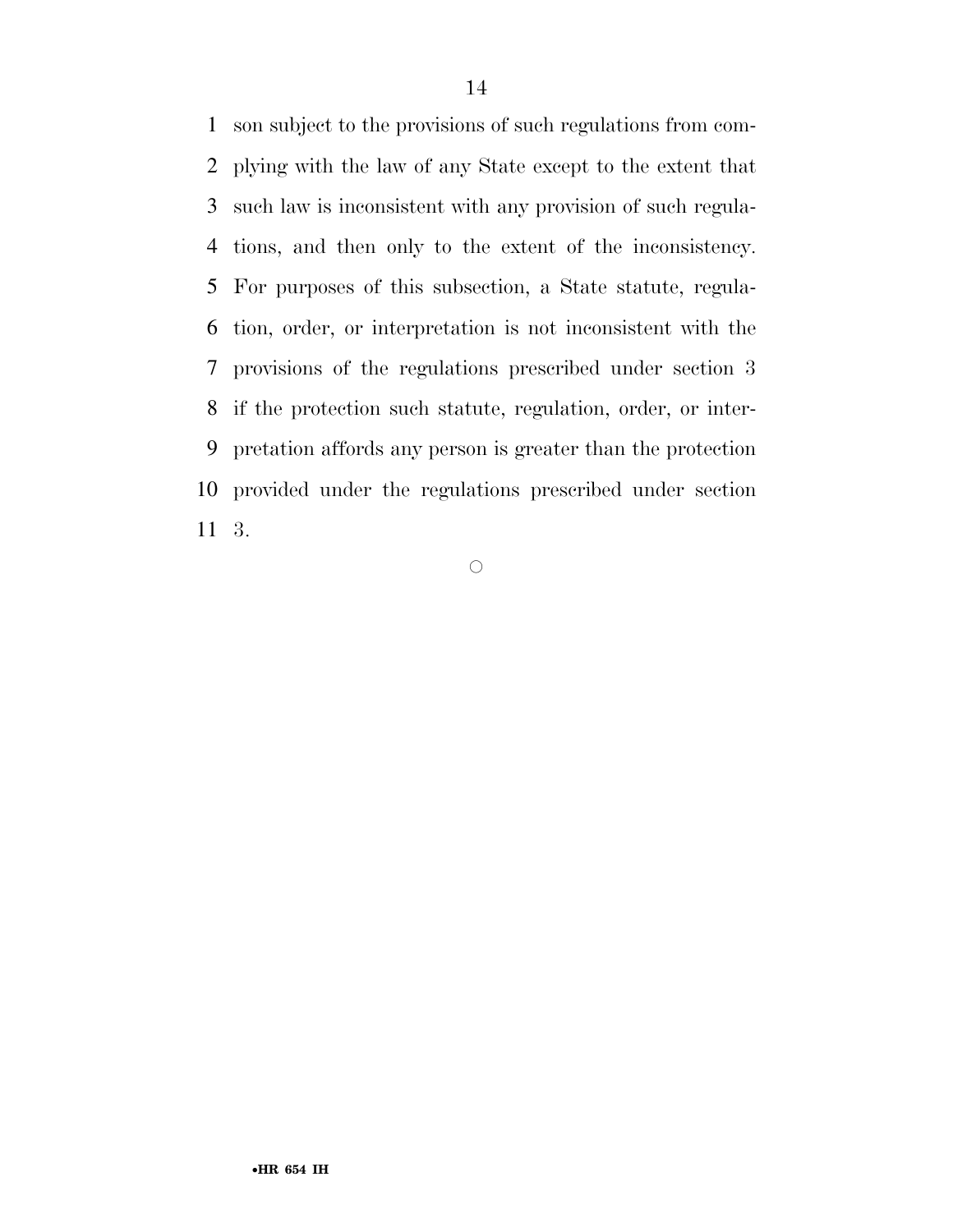son subject to the provisions of such regulations from complying with the law of any State except to the extent that such law is inconsistent with any provision of such regulations, and then only to the extent of the inconsistency. For purposes of this subsection, a State statute, regulation, order, or interpretation is not inconsistent with the provisions of the regulations prescribed under section 3 if the protection such statute, regulation, order, or interpretation affords any person is greater than the protection provided under the regulations prescribed under section 3.

○